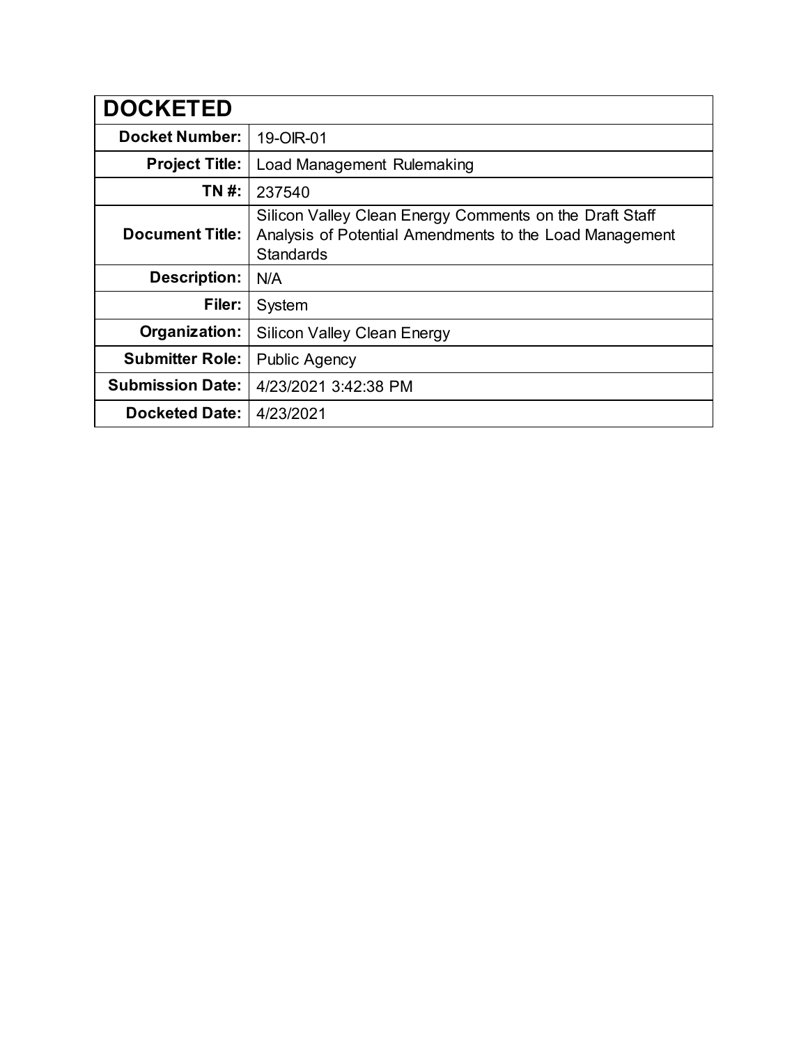| DOCKETED | |
|---|---|
| **Docket Number:** | 19-OIR-01 |
| **Project Title:** | Load Management Rulemaking |
| **TN #:** | 237540 |
| **Document Title:** | Silicon Valley Clean Energy Comments on the Draft Staff Analysis of Potential Amendments to the Load Management Standards |
| **Description:** | N/A |
| **Filer:** | System |
| **Organization:** | Silicon Valley Clean Energy |
| **Submitter Role:** | Public Agency |
| **Submission Date:** | 4/23/2021 3:42:38 PM |
| **Docketed Date:** | 4/23/2021 |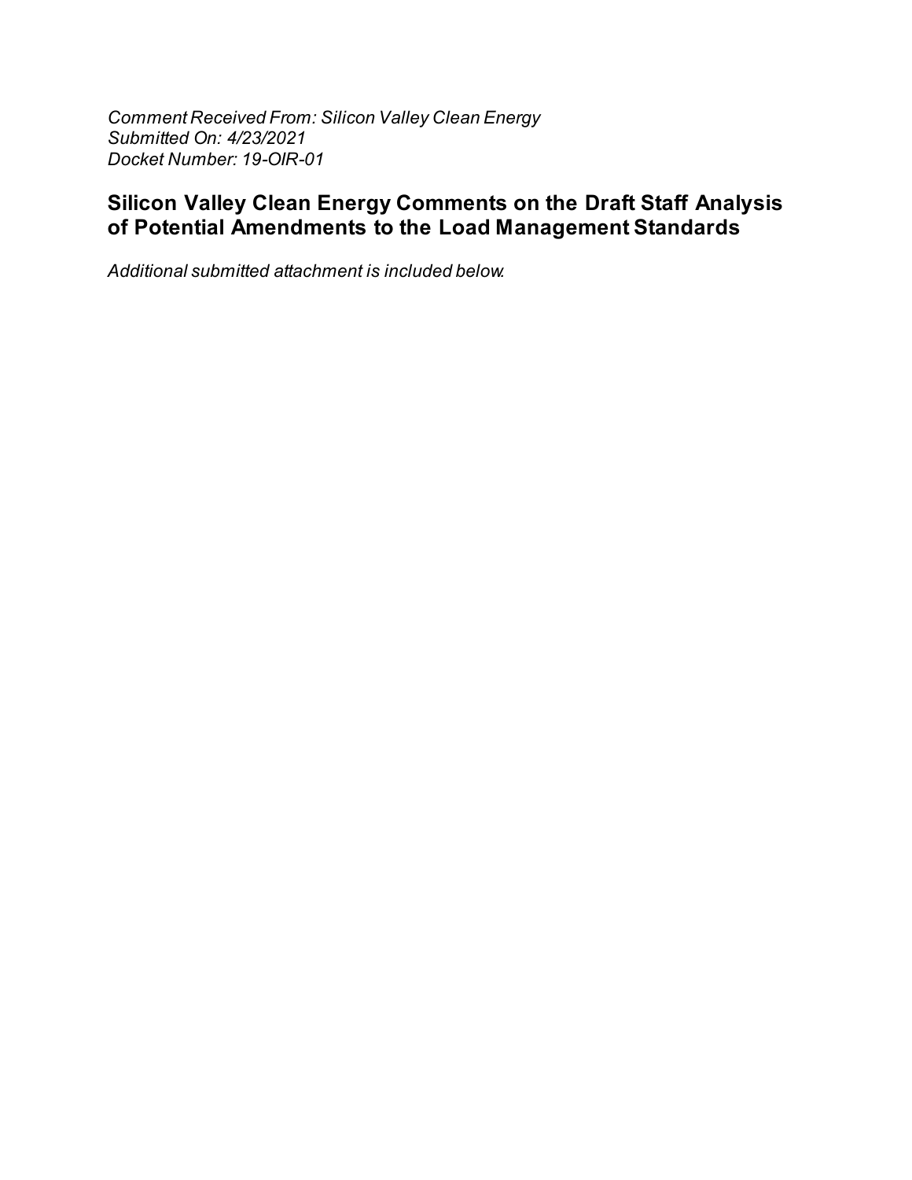*Comment Received From: Silicon Valley Clean Energy*
*Submitted On: 4/23/2021*
*Docket Number: 19-OIR-01*

## Silicon Valley Clean Energy Comments on the Draft Staff Analysis of Potential Amendments to the Load Management Standards

*Additional submitted attachment is included below.*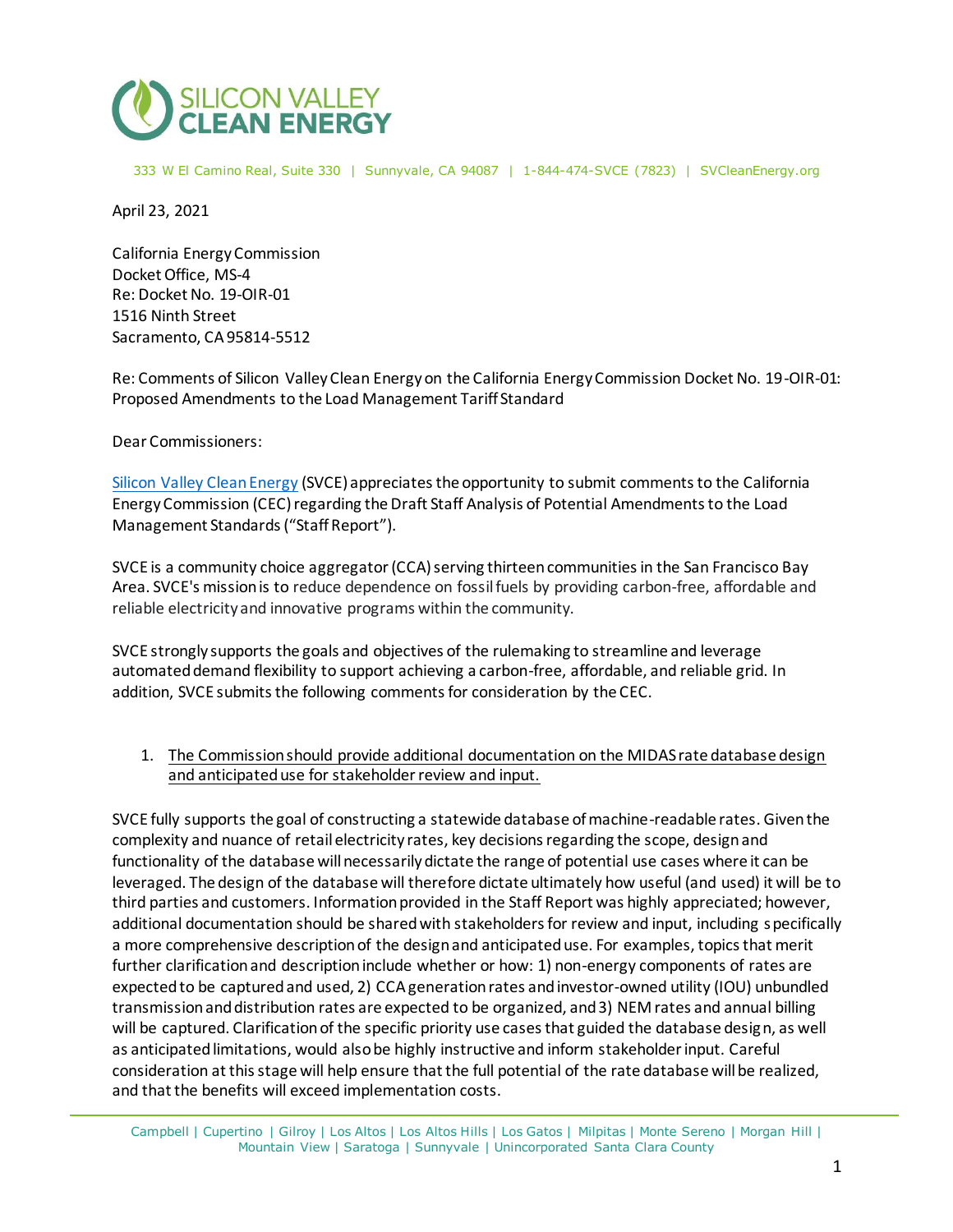# SILICON VALLEY CLEAN ENERGY

333 W El Camino Real, Suite 330 | Sunnyvale, CA 94087 | 1-844-474-SVCE (7823) | SVCleanEnergy.org

April 23, 2021

California Energy Commission
Docket Office, MS-4
Re: Docket No. 19-OIR-01
1516 Ninth Street
Sacramento, CA 95814-5512

Re: Comments of Silicon Valley Clean Energy on the California Energy Commission Docket No. 19-OIR-01: Proposed Amendments to the Load Management Tariff Standard

Dear Commissioners:

[Silicon Valley Clean Energy](#) (SVCE) appreciates the opportunity to submit comments to the California Energy Commission (CEC) regarding the Draft Staff Analysis of Potential Amendments to the Load Management Standards ("Staff Report").

SVCE is a community choice aggregator (CCA) serving thirteen communities in the San Francisco Bay Area. SVCE's mission is to reduce dependence on fossil fuels by providing carbon-free, affordable and reliable electricity and innovative programs within the community.

SVCE strongly supports the goals and objectives of the rulemaking to streamline and leverage automated demand flexibility to support achieving a carbon-free, affordable, and reliable grid. In addition, SVCE submits the following comments for consideration by the CEC.

1. The Commission should provide additional documentation on the MIDAS rate database design and anticipated use for stakeholder review and input.

SVCE fully supports the goal of constructing a statewide database of machine-readable rates. Given the complexity and nuance of retail electricity rates, key decisions regarding the scope, design and functionality of the database will necessarily dictate the range of potential use cases where it can be leveraged. The design of the database will therefore dictate ultimately how useful (and used) it will be to third parties and customers. Information provided in the Staff Report was highly appreciated; however, additional documentation should be shared with stakeholders for review and input, including specifically a more comprehensive description of the design and anticipated use. For examples, topics that merit further clarification and description include whether or how: 1) non-energy components of rates are expected to be captured and used, 2) CCA generation rates and investor-owned utility (IOU) unbundled transmission and distribution rates are expected to be organized, and 3) NEM rates and annual billing will be captured. Clarification of the specific priority use cases that guided the database design, as well as anticipated limitations, would also be highly instructive and inform stakeholder input. Careful consideration at this stage will help ensure that the full potential of the rate database will be realized, and that the benefits will exceed implementation costs.

Campbell | Cupertino | Gilroy | Los Altos | Los Altos Hills | Los Gatos | Milpitas | Monte Sereno | Morgan Hill | Mountain View | Saratoga | Sunnyvale | Unincorporated Santa Clara County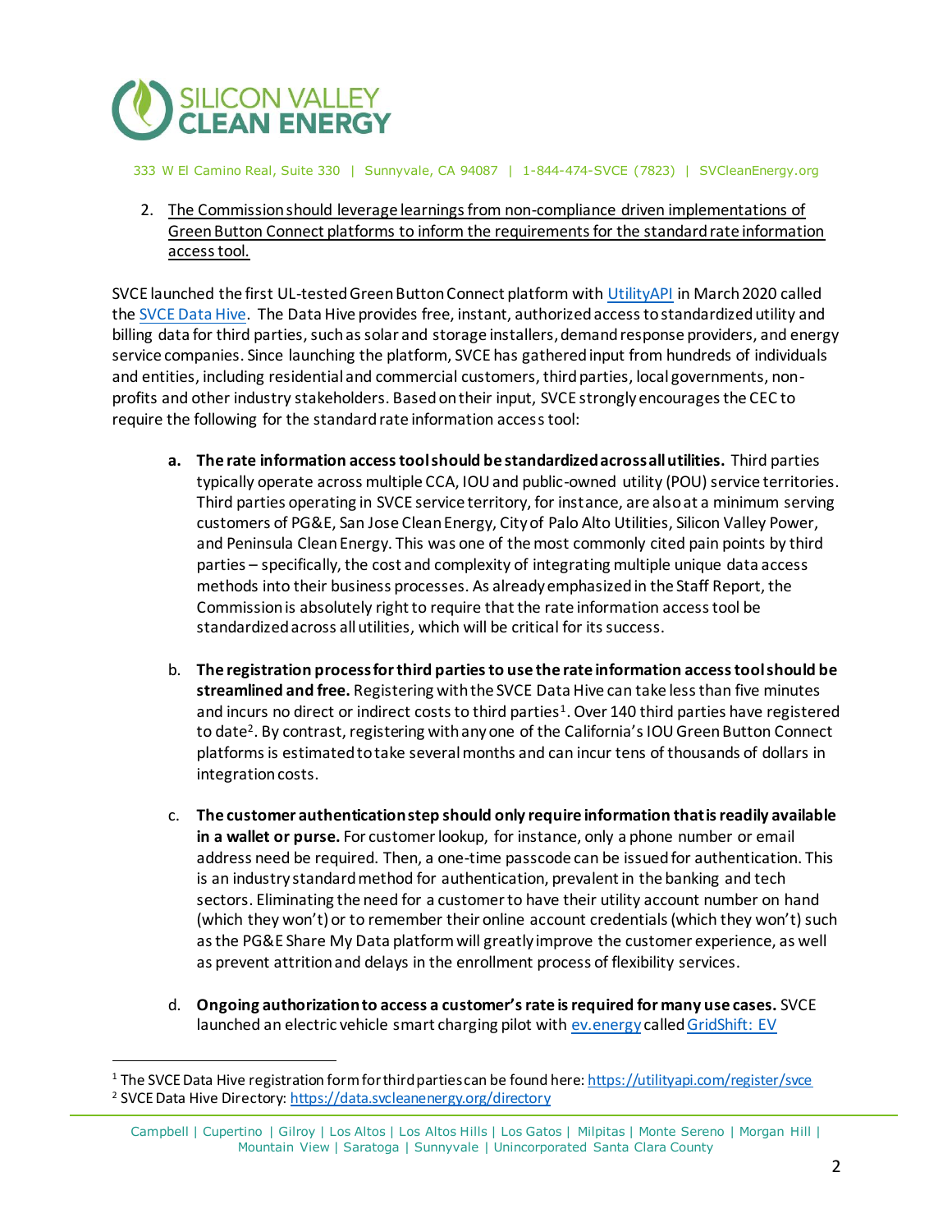2. <u>The Commission should leverage learnings from non-compliance driven implementations of Green Button Connect platforms to inform the requirements for the standard rate information access tool.</u>

SVCE launched the first UL-tested Green Button Connect platform with UtilityAPI in March 2020 called the SVCE Data Hive. The Data Hive provides free, instant, authorized access to standardized utility and billing data for third parties, such as solar and storage installers, demand response providers, and energy service companies. Since launching the platform, SVCE has gathered input from hundreds of individuals and entities, including residential and commercial customers, third parties, local governments, non-profits and other industry stakeholders. Based on their input, SVCE strongly encourages the CEC to require the following for the standard rate information access tool:

a. **The rate information access tool should be standardized across all utilities.** Third parties typically operate across multiple CCA, IOU and public-owned utility (POU) service territories. Third parties operating in SVCE service territory, for instance, are also at a minimum serving customers of PG&E, San Jose Clean Energy, City of Palo Alto Utilities, Silicon Valley Power, and Peninsula Clean Energy. This was one of the most commonly cited pain points by third parties – specifically, the cost and complexity of integrating multiple unique data access methods into their business processes. As already emphasized in the Staff Report, the Commission is absolutely right to require that the rate information access tool be standardized across all utilities, which will be critical for its success.

b. **The registration process for third parties to use the rate information access tool should be streamlined and free.** Registering with the SVCE Data Hive can take less than five minutes and incurs no direct or indirect costs to third parties[1]. Over 140 third parties have registered to date[2]. By contrast, registering with any one of the California's IOU Green Button Connect platforms is estimated to take several months and can incur tens of thousands of dollars in integration costs.

c. **The customer authentication step should only require information that is readily available in a wallet or purse.** For customer lookup, for instance, only a phone number or email address need be required. Then, a one-time passcode can be issued for authentication. This is an industry standard method for authentication, prevalent in the banking and tech sectors. Eliminating the need for a customer to have their utility account number on hand (which they won't) or to remember their online account credentials (which they won't) such as the PG&E Share My Data platform will greatly improve the customer experience, as well as prevent attrition and delays in the enrollment process of flexibility services.

d. **Ongoing authorization to access a customer's rate is required for many use cases.** SVCE launched an electric vehicle smart charging pilot with ev.energy called GridShift: EV

---

[1] The SVCE Data Hive registration form for third parties can be found here: https://utilityapi.com/register/svce

[2] SVCE Data Hive Directory: https://data.svcleanenergy.org/directory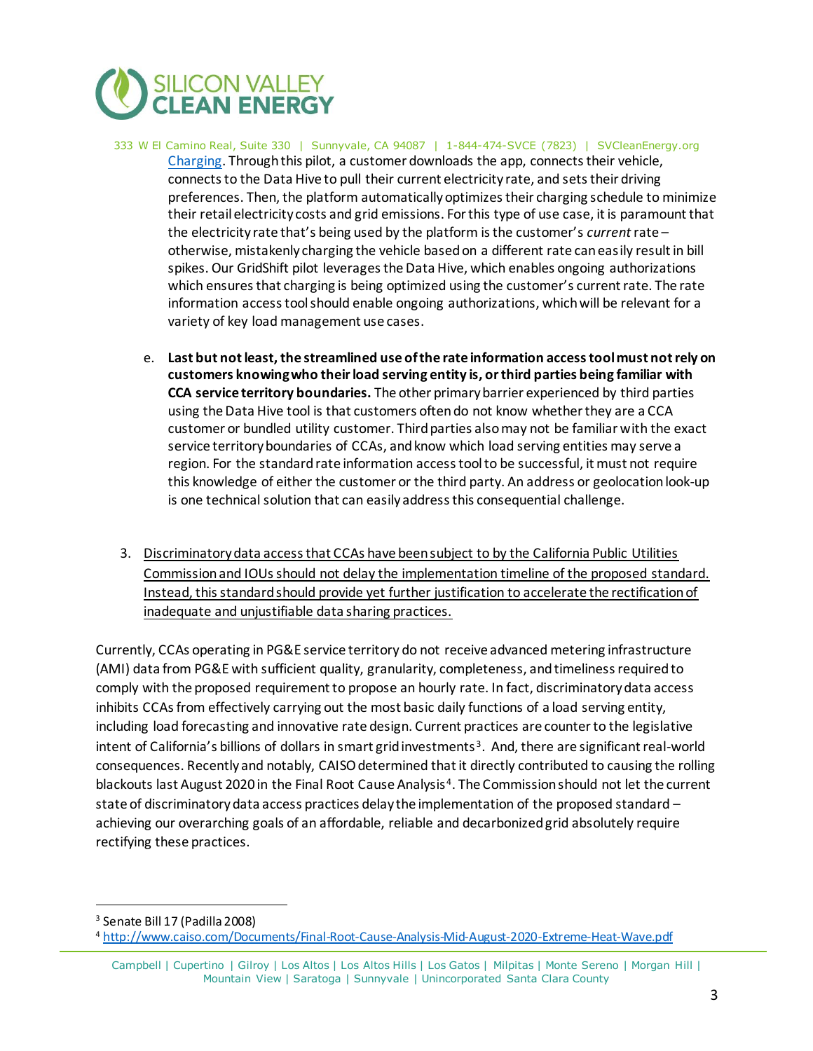Charging. Through this pilot, a customer downloads the app, connects their vehicle, connects to the Data Hive to pull their current electricity rate, and sets their driving preferences. Then, the platform automatically optimizes their charging schedule to minimize their retail electricity costs and grid emissions. For this type of use case, it is paramount that the electricity rate that's being used by the platform is the customer's *current* rate – otherwise, mistakenly charging the vehicle based on a different rate can easily result in bill spikes. Our GridShift pilot leverages the Data Hive, which enables ongoing authorizations which ensures that charging is being optimized using the customer's current rate. The rate information access tool should enable ongoing authorizations, which will be relevant for a variety of key load management use cases.

e. **Last but not least, the streamlined use of the rate information access tool must not rely on customers knowing who their load serving entity is, or third parties being familiar with CCA service territory boundaries.** The other primary barrier experienced by third parties using the Data Hive tool is that customers often do not know whether they are a CCA customer or bundled utility customer. Third parties also may not be familiar with the exact service territory boundaries of CCAs, and know which load serving entities may serve a region. For the standard rate information access tool to be successful, it must not require this knowledge of either the customer or the third party. An address or geolocation look-up is one technical solution that can easily address this consequential challenge.

3. <u>Discriminatory data access that CCAs have been subject to by the California Public Utilities Commission and IOUs should not delay the implementation timeline of the proposed standard. Instead, this standard should provide yet further justification to accelerate the rectification of inadequate and unjustifiable data sharing practices.</u>

Currently, CCAs operating in PG&E service territory do not receive advanced metering infrastructure (AMI) data from PG&E with sufficient quality, granularity, completeness, and timeliness required to comply with the proposed requirement to propose an hourly rate. In fact, discriminatory data access inhibits CCAs from effectively carrying out the most basic daily functions of a load serving entity, including load forecasting and innovative rate design. Current practices are counter to the legislative intent of California's billions of dollars in smart grid investments[3]. And, there are significant real-world consequences. Recently and notably, CAISO determined that it directly contributed to causing the rolling blackouts last August 2020 in the Final Root Cause Analysis[4]. The Commission should not let the current state of discriminatory data access practices delay the implementation of the proposed standard – achieving our overarching goals of an affordable, reliable and decarbonized grid absolutely require rectifying these practices.

[3] Senate Bill 17 (Padilla 2008)

[4] http://www.caiso.com/Documents/Final-Root-Cause-Analysis-Mid-August-2020-Extreme-Heat-Wave.pdf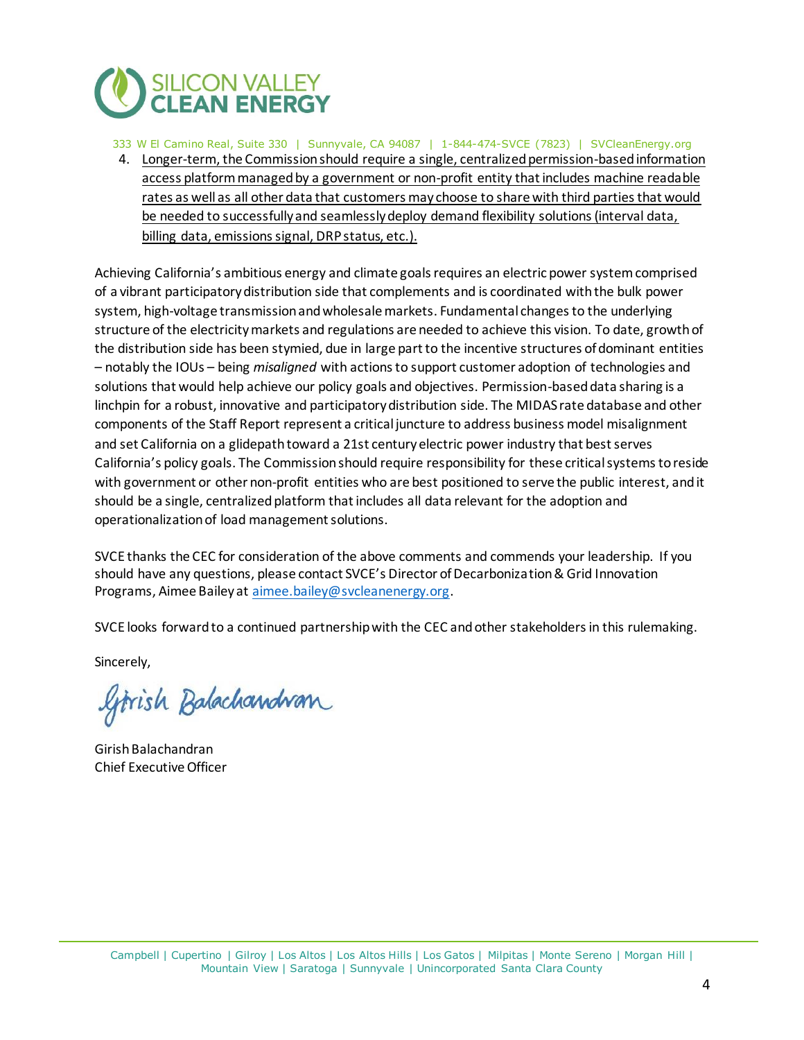4. <u>Longer-term, the Commission should require a single, centralized permission-based information access platform managed by a government or non-profit entity that includes machine readable rates as well as all other data that customers may choose to share with third parties that would be needed to successfully and seamlessly deploy demand flexibility solutions (interval data, billing data, emissions signal, DRP status, etc.).</u>

Achieving California's ambitious energy and climate goals requires an electric power system comprised of a vibrant participatory distribution side that complements and is coordinated with the bulk power system, high-voltage transmission and wholesale markets. Fundamental changes to the underlying structure of the electricity markets and regulations are needed to achieve this vision. To date, growth of the distribution side has been stymied, due in large part to the incentive structures of dominant entities – notably the IOUs – being *misaligned* with actions to support customer adoption of technologies and solutions that would help achieve our policy goals and objectives. Permission-based data sharing is a linchpin for a robust, innovative and participatory distribution side. The MIDAS rate database and other components of the Staff Report represent a critical juncture to address business model misalignment and set California on a glidepath toward a 21st century electric power industry that best serves California's policy goals. The Commission should require responsibility for these critical systems to reside with government or other non-profit entities who are best positioned to serve the public interest, and it should be a single, centralized platform that includes all data relevant for the adoption and operationalization of load management solutions.

SVCE thanks the CEC for consideration of the above comments and commends your leadership. If you should have any questions, please contact SVCE's Director of Decarbonization & Grid Innovation Programs, Aimee Bailey at aimee.bailey@svcleanenergy.org.

SVCE looks forward to a continued partnership with the CEC and other stakeholders in this rulemaking.

Sincerely,

Girish Balachandran

Girish Balachandran
Chief Executive Officer